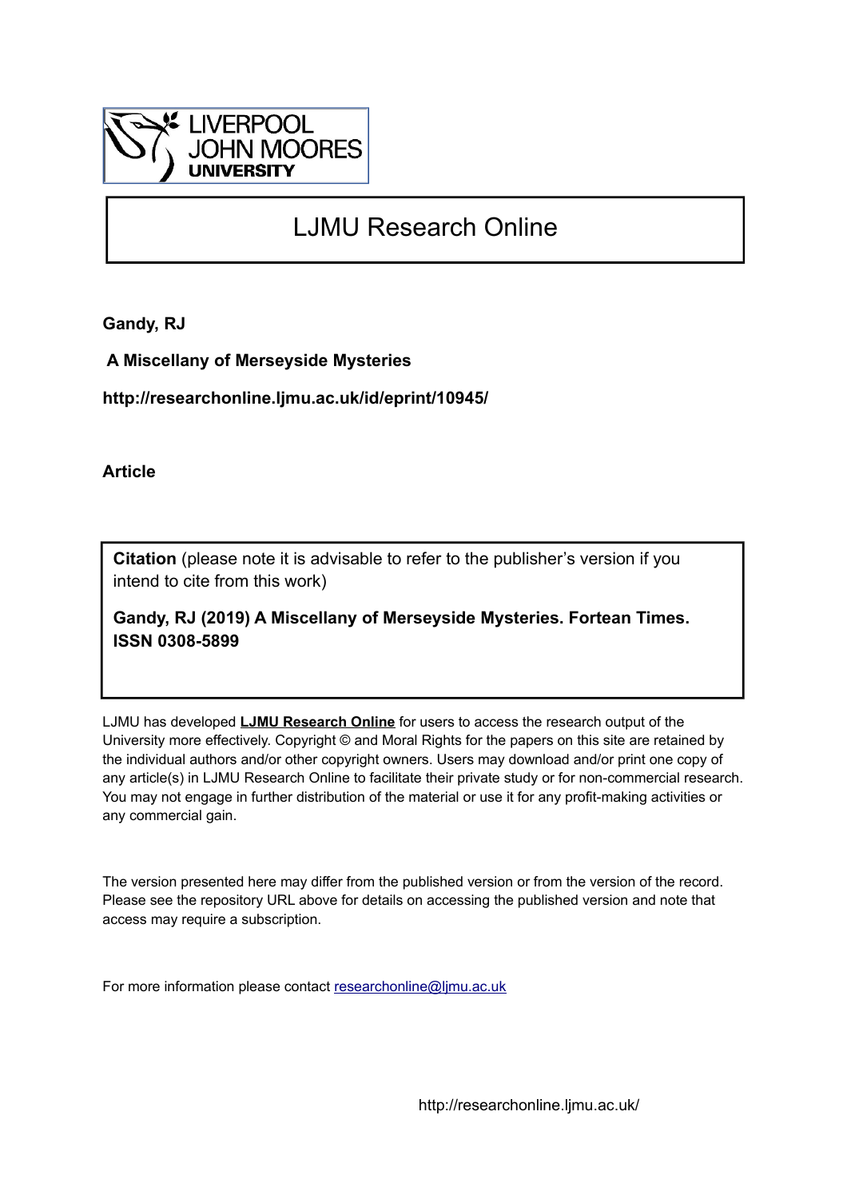LIVERPOOL JOHN MOORES UNIVERSITY

# LJMU Research Online

**Gandy, RJ**

**A Miscellany of Merseyside Mysteries**

**http://researchonline.ljmu.ac.uk/id/eprint/10945/**

**Article**

**Citation** (please note it is advisable to refer to the publisher's version if you intend to cite from this work)

**Gandy, RJ (2019) A Miscellany of Merseyside Mysteries. Fortean Times. ISSN 0308-5899**

LJMU has developed **LJMU Research Online** for users to access the research output of the University more effectively. Copyright © and Moral Rights for the papers on this site are retained by the individual authors and/or other copyright owners. Users may download and/or print one copy of any article(s) in LJMU Research Online to facilitate their private study or for non-commercial research. You may not engage in further distribution of the material or use it for any profit-making activities or any commercial gain.

The version presented here may differ from the published version or from the version of the record. Please see the repository URL above for details on accessing the published version and note that access may require a subscription.

For more information please contact researchonline@ljmu.ac.uk

http://researchonline.ljmu.ac.uk/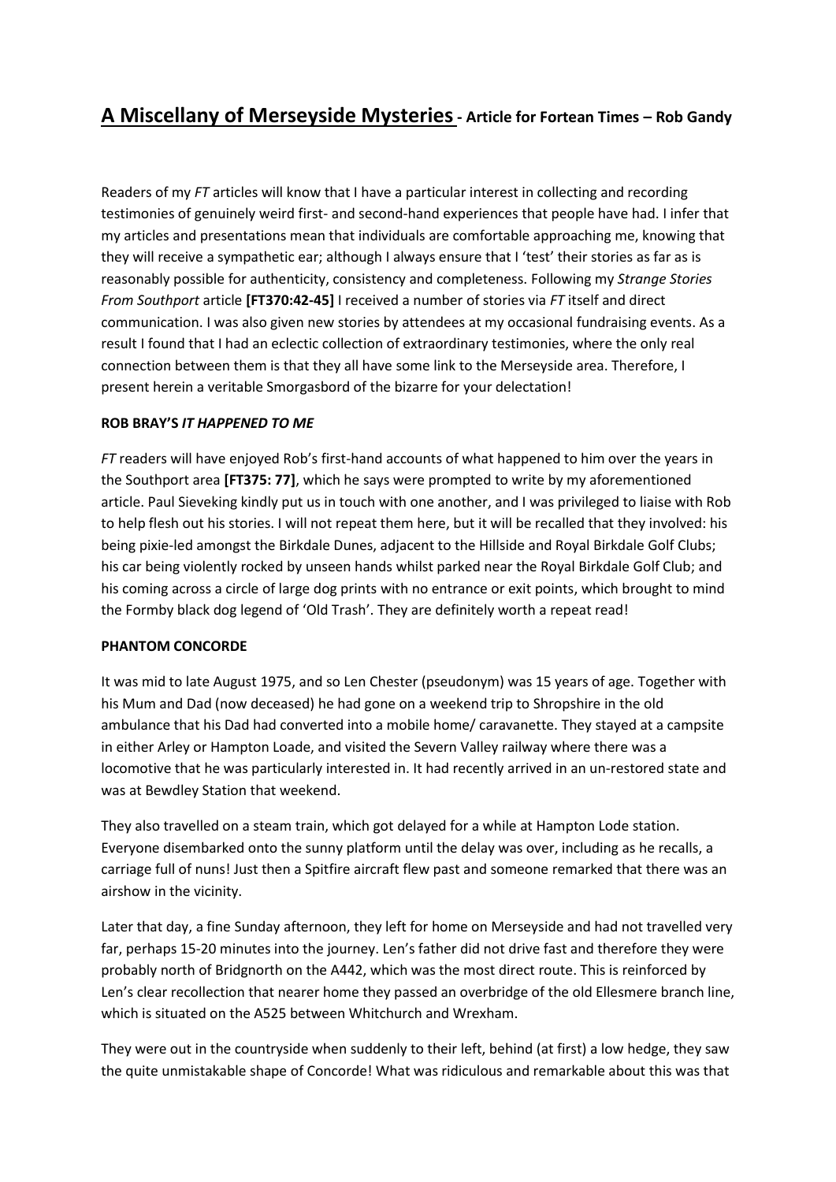# A Miscellany of Merseyside Mysteries - Article for Fortean Times – Rob Gandy

Readers of my *FT* articles will know that I have a particular interest in collecting and recording testimonies of genuinely weird first- and second-hand experiences that people have had. I infer that my articles and presentations mean that individuals are comfortable approaching me, knowing that they will receive a sympathetic ear; although I always ensure that I 'test' their stories as far as is reasonably possible for authenticity, consistency and completeness. Following my *Strange Stories From Southport* article **[FT370:42-45]** I received a number of stories via *FT* itself and direct communication. I was also given new stories by attendees at my occasional fundraising events. As a result I found that I had an eclectic collection of extraordinary testimonies, where the only real connection between them is that they all have some link to the Merseyside area. Therefore, I present herein a veritable Smorgasbord of the bizarre for your delectation!

**ROB BRAY'S *IT HAPPENED TO ME***

*FT* readers will have enjoyed Rob's first-hand accounts of what happened to him over the years in the Southport area **[FT375: 77]**, which he says were prompted to write by my aforementioned article. Paul Sieveking kindly put us in touch with one another, and I was privileged to liaise with Rob to help flesh out his stories. I will not repeat them here, but it will be recalled that they involved: his being pixie-led amongst the Birkdale Dunes, adjacent to the Hillside and Royal Birkdale Golf Clubs; his car being violently rocked by unseen hands whilst parked near the Royal Birkdale Golf Club; and his coming across a circle of large dog prints with no entrance or exit points, which brought to mind the Formby black dog legend of 'Old Trash'. They are definitely worth a repeat read!

**PHANTOM CONCORDE**

It was mid to late August 1975, and so Len Chester (pseudonym) was 15 years of age. Together with his Mum and Dad (now deceased) he had gone on a weekend trip to Shropshire in the old ambulance that his Dad had converted into a mobile home/ caravanette. They stayed at a campsite in either Arley or Hampton Loade, and visited the Severn Valley railway where there was a locomotive that he was particularly interested in. It had recently arrived in an un-restored state and was at Bewdley Station that weekend.

They also travelled on a steam train, which got delayed for a while at Hampton Lode station. Everyone disembarked onto the sunny platform until the delay was over, including as he recalls, a carriage full of nuns! Just then a Spitfire aircraft flew past and someone remarked that there was an airshow in the vicinity.

Later that day, a fine Sunday afternoon, they left for home on Merseyside and had not travelled very far, perhaps 15-20 minutes into the journey. Len's father did not drive fast and therefore they were probably north of Bridgnorth on the A442, which was the most direct route. This is reinforced by Len's clear recollection that nearer home they passed an overbridge of the old Ellesmere branch line, which is situated on the A525 between Whitchurch and Wrexham.

They were out in the countryside when suddenly to their left, behind (at first) a low hedge, they saw the quite unmistakable shape of Concorde! What was ridiculous and remarkable about this was that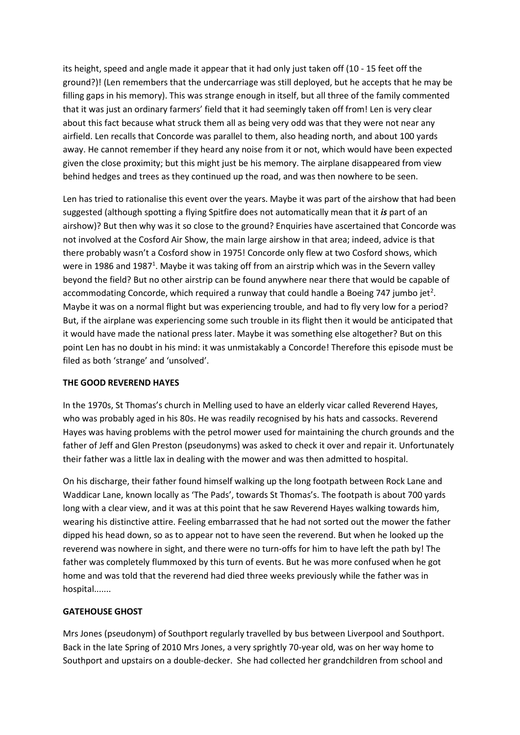its height, speed and angle made it appear that it had only just taken off (10 - 15 feet off the ground?)! (Len remembers that the undercarriage was still deployed, but he accepts that he may be filling gaps in his memory). This was strange enough in itself, but all three of the family commented that it was just an ordinary farmers' field that it had seemingly taken off from! Len is very clear about this fact because what struck them all as being very odd was that they were not near any airfield. Len recalls that Concorde was parallel to them, also heading north, and about 100 yards away. He cannot remember if they heard any noise from it or not, which would have been expected given the close proximity; but this might just be his memory. The airplane disappeared from view behind hedges and trees as they continued up the road, and was then nowhere to be seen.

Len has tried to rationalise this event over the years. Maybe it was part of the airshow that had been suggested (although spotting a flying Spitfire does not automatically mean that it ***is*** part of an airshow)? But then why was it so close to the ground? Enquiries have ascertained that Concorde was not involved at the Cosford Air Show, the main large airshow in that area; indeed, advice is that there probably wasn't a Cosford show in 1975! Concorde only flew at two Cosford shows, which were in 1986 and 1987[1]. Maybe it was taking off from an airstrip which was in the Severn valley beyond the field? But no other airstrip can be found anywhere near there that would be capable of accommodating Concorde, which required a runway that could handle a Boeing 747 jumbo jet[2]. Maybe it was on a normal flight but was experiencing trouble, and had to fly very low for a period? But, if the airplane was experiencing some such trouble in its flight then it would be anticipated that it would have made the national press later. Maybe it was something else altogether? But on this point Len has no doubt in his mind: it was unmistakably a Concorde! Therefore this episode must be filed as both 'strange' and 'unsolved'.

**THE GOOD REVEREND HAYES**

In the 1970s, St Thomas's church in Melling used to have an elderly vicar called Reverend Hayes, who was probably aged in his 80s. He was readily recognised by his hats and cassocks. Reverend Hayes was having problems with the petrol mower used for maintaining the church grounds and the father of Jeff and Glen Preston (pseudonyms) was asked to check it over and repair it. Unfortunately their father was a little lax in dealing with the mower and was then admitted to hospital.

On his discharge, their father found himself walking up the long footpath between Rock Lane and Waddicar Lane, known locally as 'The Pads', towards St Thomas's. The footpath is about 700 yards long with a clear view, and it was at this point that he saw Reverend Hayes walking towards him, wearing his distinctive attire. Feeling embarrassed that he had not sorted out the mower the father dipped his head down, so as to appear not to have seen the reverend. But when he looked up the reverend was nowhere in sight, and there were no turn-offs for him to have left the path by! The father was completely flummoxed by this turn of events. But he was more confused when he got home and was told that the reverend had died three weeks previously while the father was in hospital.......

**GATEHOUSE GHOST**

Mrs Jones (pseudonym) of Southport regularly travelled by bus between Liverpool and Southport. Back in the late Spring of 2010 Mrs Jones, a very sprightly 70-year old, was on her way home to Southport and upstairs on a double-decker. She had collected her grandchildren from school and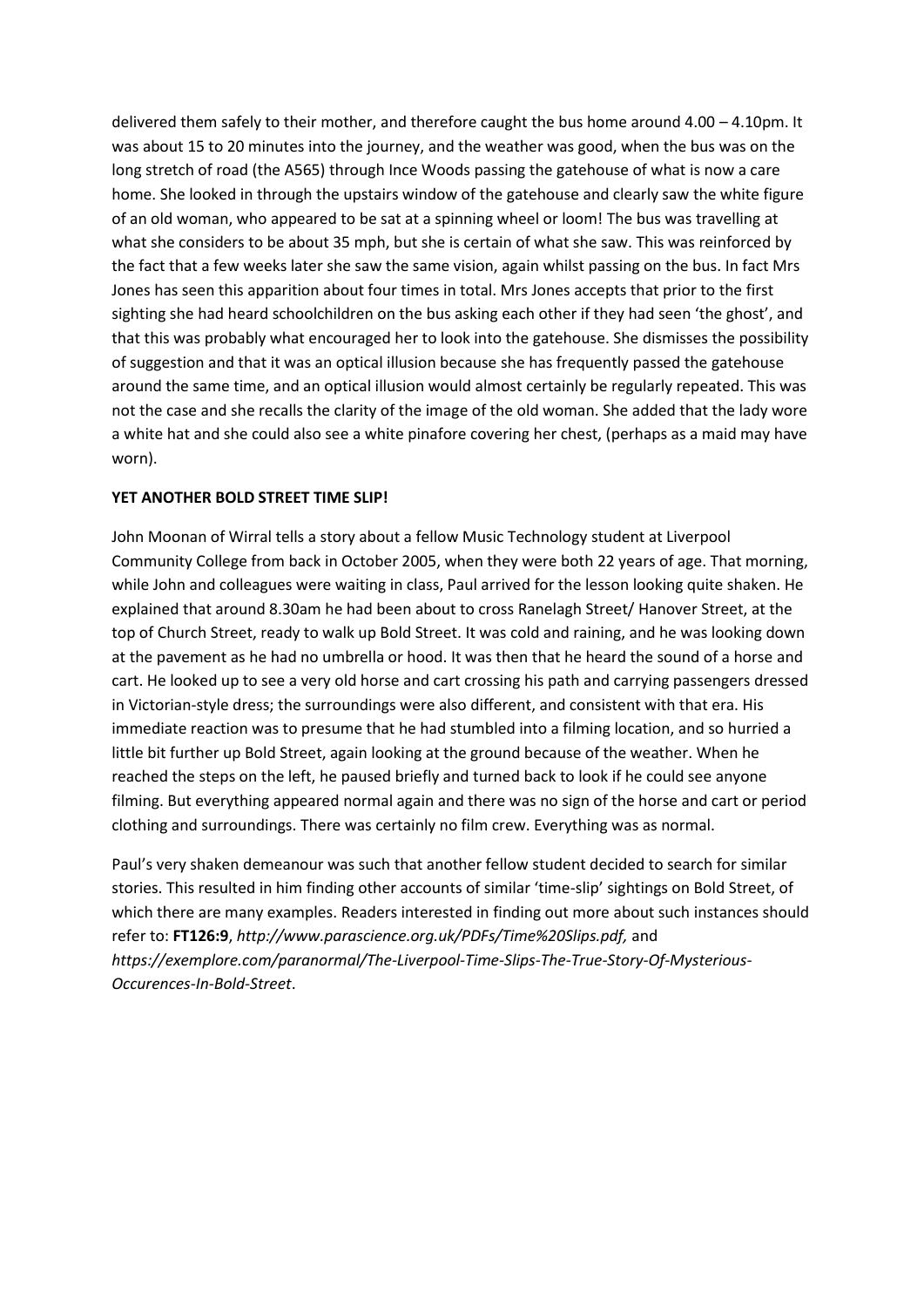delivered them safely to their mother, and therefore caught the bus home around 4.00 – 4.10pm. It was about 15 to 20 minutes into the journey, and the weather was good, when the bus was on the long stretch of road (the A565) through Ince Woods passing the gatehouse of what is now a care home. She looked in through the upstairs window of the gatehouse and clearly saw the white figure of an old woman, who appeared to be sat at a spinning wheel or loom! The bus was travelling at what she considers to be about 35 mph, but she is certain of what she saw. This was reinforced by the fact that a few weeks later she saw the same vision, again whilst passing on the bus. In fact Mrs Jones has seen this apparition about four times in total. Mrs Jones accepts that prior to the first sighting she had heard schoolchildren on the bus asking each other if they had seen 'the ghost', and that this was probably what encouraged her to look into the gatehouse. She dismisses the possibility of suggestion and that it was an optical illusion because she has frequently passed the gatehouse around the same time, and an optical illusion would almost certainly be regularly repeated. This was not the case and she recalls the clarity of the image of the old woman. She added that the lady wore a white hat and she could also see a white pinafore covering her chest, (perhaps as a maid may have worn).

**YET ANOTHER BOLD STREET TIME SLIP!**

John Moonan of Wirral tells a story about a fellow Music Technology student at Liverpool Community College from back in October 2005, when they were both 22 years of age. That morning, while John and colleagues were waiting in class, Paul arrived for the lesson looking quite shaken. He explained that around 8.30am he had been about to cross Ranelagh Street/ Hanover Street, at the top of Church Street, ready to walk up Bold Street. It was cold and raining, and he was looking down at the pavement as he had no umbrella or hood. It was then that he heard the sound of a horse and cart. He looked up to see a very old horse and cart crossing his path and carrying passengers dressed in Victorian-style dress; the surroundings were also different, and consistent with that era. His immediate reaction was to presume that he had stumbled into a filming location, and so hurried a little bit further up Bold Street, again looking at the ground because of the weather. When he reached the steps on the left, he paused briefly and turned back to look if he could see anyone filming. But everything appeared normal again and there was no sign of the horse and cart or period clothing and surroundings. There was certainly no film crew. Everything was as normal.

Paul's very shaken demeanour was such that another fellow student decided to search for similar stories. This resulted in him finding other accounts of similar 'time-slip' sightings on Bold Street, of which there are many examples. Readers interested in finding out more about such instances should refer to: **FT126:9**, *http://www.parascience.org.uk/PDFs/Time%20Slips.pdf,* and *https://exemplore.com/paranormal/The-Liverpool-Time-Slips-The-True-Story-Of-Mysterious-Occurences-In-Bold-Street*.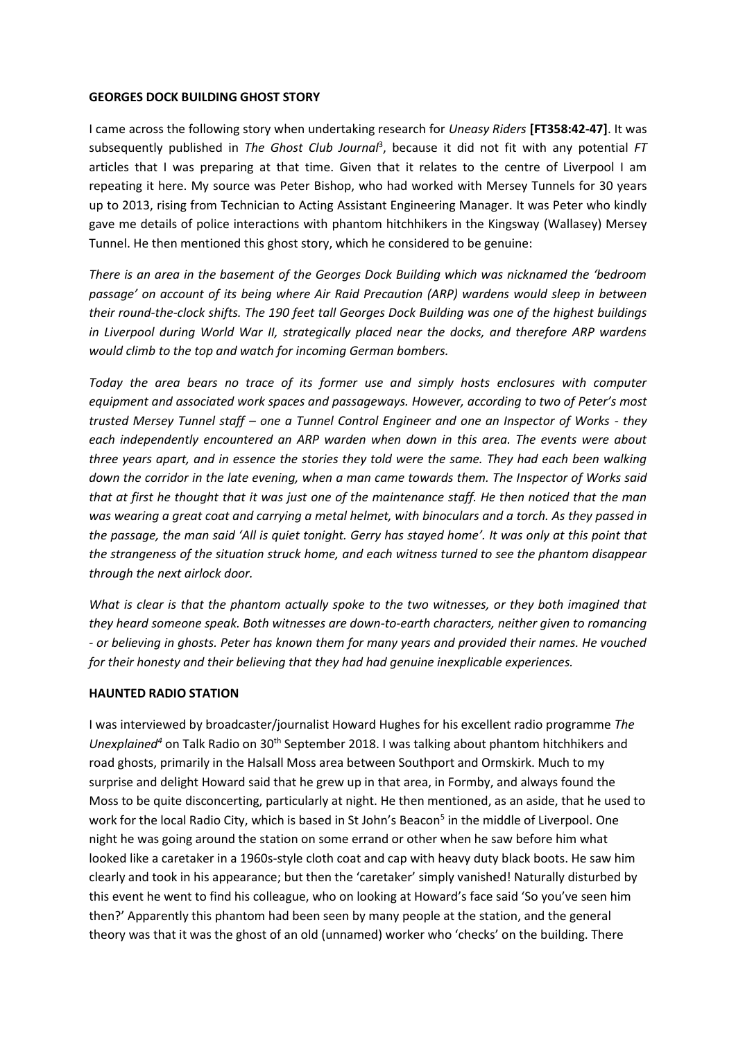**GEORGES DOCK BUILDING GHOST STORY**

I came across the following story when undertaking research for *Uneasy Riders* **[FT358:42-47]**. It was subsequently published in *The Ghost Club Journal*[3], because it did not fit with any potential *FT* articles that I was preparing at that time. Given that it relates to the centre of Liverpool I am repeating it here. My source was Peter Bishop, who had worked with Mersey Tunnels for 30 years up to 2013, rising from Technician to Acting Assistant Engineering Manager. It was Peter who kindly gave me details of police interactions with phantom hitchhikers in the Kingsway (Wallasey) Mersey Tunnel. He then mentioned this ghost story, which he considered to be genuine:

*There is an area in the basement of the Georges Dock Building which was nicknamed the 'bedroom passage' on account of its being where Air Raid Precaution (ARP) wardens would sleep in between their round-the-clock shifts. The 190 feet tall Georges Dock Building was one of the highest buildings in Liverpool during World War II, strategically placed near the docks, and therefore ARP wardens would climb to the top and watch for incoming German bombers.*

*Today the area bears no trace of its former use and simply hosts enclosures with computer equipment and associated work spaces and passageways. However, according to two of Peter's most trusted Mersey Tunnel staff – one a Tunnel Control Engineer and one an Inspector of Works - they each independently encountered an ARP warden when down in this area. The events were about three years apart, and in essence the stories they told were the same. They had each been walking down the corridor in the late evening, when a man came towards them. The Inspector of Works said that at first he thought that it was just one of the maintenance staff. He then noticed that the man was wearing a great coat and carrying a metal helmet, with binoculars and a torch. As they passed in the passage, the man said 'All is quiet tonight. Gerry has stayed home'. It was only at this point that the strangeness of the situation struck home, and each witness turned to see the phantom disappear through the next airlock door.*

*What is clear is that the phantom actually spoke to the two witnesses, or they both imagined that they heard someone speak. Both witnesses are down-to-earth characters, neither given to romancing - or believing in ghosts. Peter has known them for many years and provided their names. He vouched for their honesty and their believing that they had had genuine inexplicable experiences.*

**HAUNTED RADIO STATION**

I was interviewed by broadcaster/journalist Howard Hughes for his excellent radio programme *The Unexplained*[4] on Talk Radio on 30th September 2018. I was talking about phantom hitchhikers and road ghosts, primarily in the Halsall Moss area between Southport and Ormskirk. Much to my surprise and delight Howard said that he grew up in that area, in Formby, and always found the Moss to be quite disconcerting, particularly at night. He then mentioned, as an aside, that he used to work for the local Radio City, which is based in St John's Beacon[5] in the middle of Liverpool. One night he was going around the station on some errand or other when he saw before him what looked like a caretaker in a 1960s-style cloth coat and cap with heavy duty black boots. He saw him clearly and took in his appearance; but then the 'caretaker' simply vanished! Naturally disturbed by this event he went to find his colleague, who on looking at Howard's face said 'So you've seen him then?' Apparently this phantom had been seen by many people at the station, and the general theory was that it was the ghost of an old (unnamed) worker who 'checks' on the building. There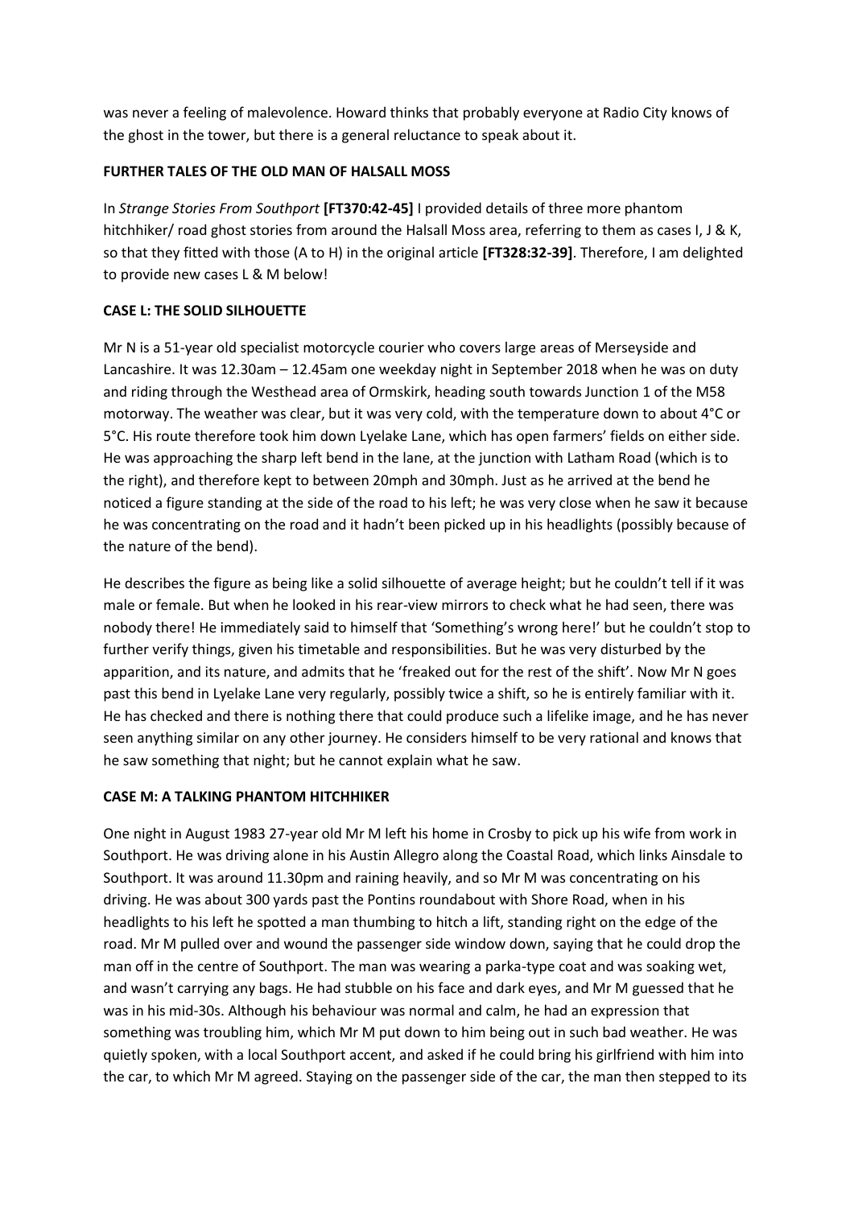was never a feeling of malevolence. Howard thinks that probably everyone at Radio City knows of the ghost in the tower, but there is a general reluctance to speak about it.

## FURTHER TALES OF THE OLD MAN OF HALSALL MOSS

In *Strange Stories From Southport* **[FT370:42-45]** I provided details of three more phantom hitchhiker/ road ghost stories from around the Halsall Moss area, referring to them as cases I, J & K, so that they fitted with those (A to H) in the original article **[FT328:32-39]**. Therefore, I am delighted to provide new cases L & M below!

## CASE L: THE SOLID SILHOUETTE

Mr N is a 51-year old specialist motorcycle courier who covers large areas of Merseyside and Lancashire. It was 12.30am – 12.45am one weekday night in September 2018 when he was on duty and riding through the Westhead area of Ormskirk, heading south towards Junction 1 of the M58 motorway. The weather was clear, but it was very cold, with the temperature down to about 4°C or 5°C. His route therefore took him down Lyelake Lane, which has open farmers' fields on either side. He was approaching the sharp left bend in the lane, at the junction with Latham Road (which is to the right), and therefore kept to between 20mph and 30mph. Just as he arrived at the bend he noticed a figure standing at the side of the road to his left; he was very close when he saw it because he was concentrating on the road and it hadn't been picked up in his headlights (possibly because of the nature of the bend).

He describes the figure as being like a solid silhouette of average height; but he couldn't tell if it was male or female. But when he looked in his rear-view mirrors to check what he had seen, there was nobody there! He immediately said to himself that 'Something's wrong here!' but he couldn't stop to further verify things, given his timetable and responsibilities. But he was very disturbed by the apparition, and its nature, and admits that he 'freaked out for the rest of the shift'. Now Mr N goes past this bend in Lyelake Lane very regularly, possibly twice a shift, so he is entirely familiar with it. He has checked and there is nothing there that could produce such a lifelike image, and he has never seen anything similar on any other journey. He considers himself to be very rational and knows that he saw something that night; but he cannot explain what he saw.

## CASE M: A TALKING PHANTOM HITCHHIKER

One night in August 1983 27-year old Mr M left his home in Crosby to pick up his wife from work in Southport. He was driving alone in his Austin Allegro along the Coastal Road, which links Ainsdale to Southport. It was around 11.30pm and raining heavily, and so Mr M was concentrating on his driving. He was about 300 yards past the Pontins roundabout with Shore Road, when in his headlights to his left he spotted a man thumbing to hitch a lift, standing right on the edge of the road. Mr M pulled over and wound the passenger side window down, saying that he could drop the man off in the centre of Southport. The man was wearing a parka-type coat and was soaking wet, and wasn't carrying any bags. He had stubble on his face and dark eyes, and Mr M guessed that he was in his mid-30s. Although his behaviour was normal and calm, he had an expression that something was troubling him, which Mr M put down to him being out in such bad weather. He was quietly spoken, with a local Southport accent, and asked if he could bring his girlfriend with him into the car, to which Mr M agreed. Staying on the passenger side of the car, the man then stepped to its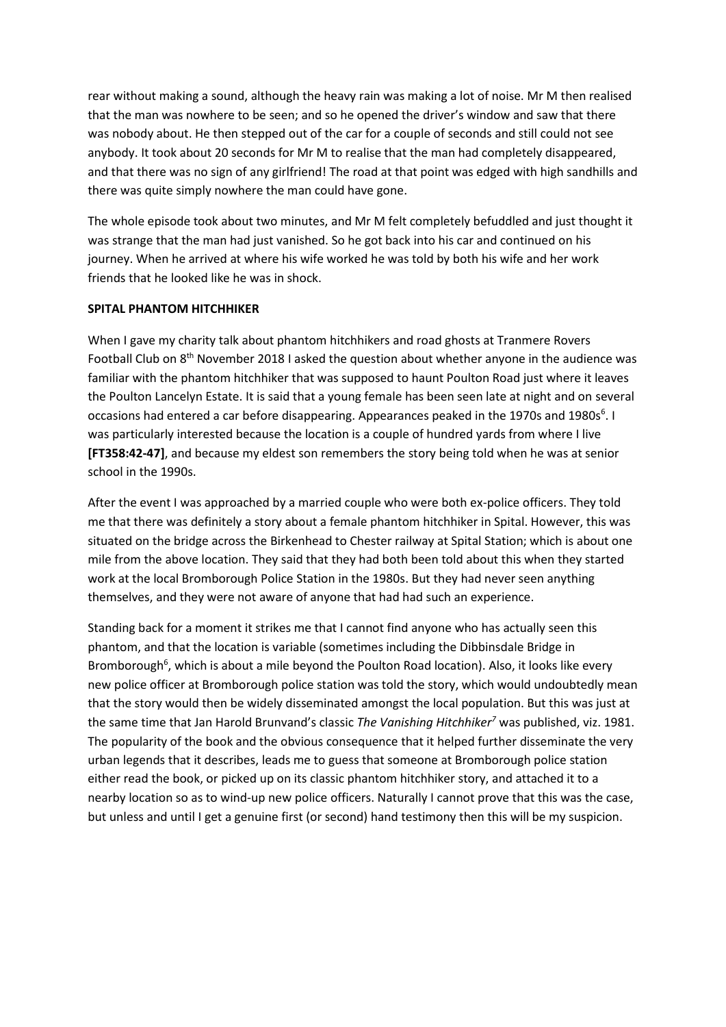rear without making a sound, although the heavy rain was making a lot of noise. Mr M then realised that the man was nowhere to be seen; and so he opened the driver's window and saw that there was nobody about. He then stepped out of the car for a couple of seconds and still could not see anybody. It took about 20 seconds for Mr M to realise that the man had completely disappeared, and that there was no sign of any girlfriend! The road at that point was edged with high sandhills and there was quite simply nowhere the man could have gone.

The whole episode took about two minutes, and Mr M felt completely befuddled and just thought it was strange that the man had just vanished. So he got back into his car and continued on his journey. When he arrived at where his wife worked he was told by both his wife and her work friends that he looked like he was in shock.

**SPITAL PHANTOM HITCHHIKER**

When I gave my charity talk about phantom hitchhikers and road ghosts at Tranmere Rovers Football Club on 8th November 2018 I asked the question about whether anyone in the audience was familiar with the phantom hitchhiker that was supposed to haunt Poulton Road just where it leaves the Poulton Lancelyn Estate. It is said that a young female has been seen late at night and on several occasions had entered a car before disappearing. Appearances peaked in the 1970s and 1980s[6]. I was particularly interested because the location is a couple of hundred yards from where I live **[FT358:42-47]**, and because my eldest son remembers the story being told when he was at senior school in the 1990s.

After the event I was approached by a married couple who were both ex-police officers. They told me that there was definitely a story about a female phantom hitchhiker in Spital. However, this was situated on the bridge across the Birkenhead to Chester railway at Spital Station; which is about one mile from the above location. They said that they had both been told about this when they started work at the local Bromborough Police Station in the 1980s. But they had never seen anything themselves, and they were not aware of anyone that had had such an experience.

Standing back for a moment it strikes me that I cannot find anyone who has actually seen this phantom, and that the location is variable (sometimes including the Dibbinsdale Bridge in Bromborough[6], which is about a mile beyond the Poulton Road location). Also, it looks like every new police officer at Bromborough police station was told the story, which would undoubtedly mean that the story would then be widely disseminated amongst the local population. But this was just at the same time that Jan Harold Brunvand's classic *The Vanishing Hitchhiker*[7] was published, viz. 1981. The popularity of the book and the obvious consequence that it helped further disseminate the very urban legends that it describes, leads me to guess that someone at Bromborough police station either read the book, or picked up on its classic phantom hitchhiker story, and attached it to a nearby location so as to wind-up new police officers. Naturally I cannot prove that this was the case, but unless and until I get a genuine first (or second) hand testimony then this will be my suspicion.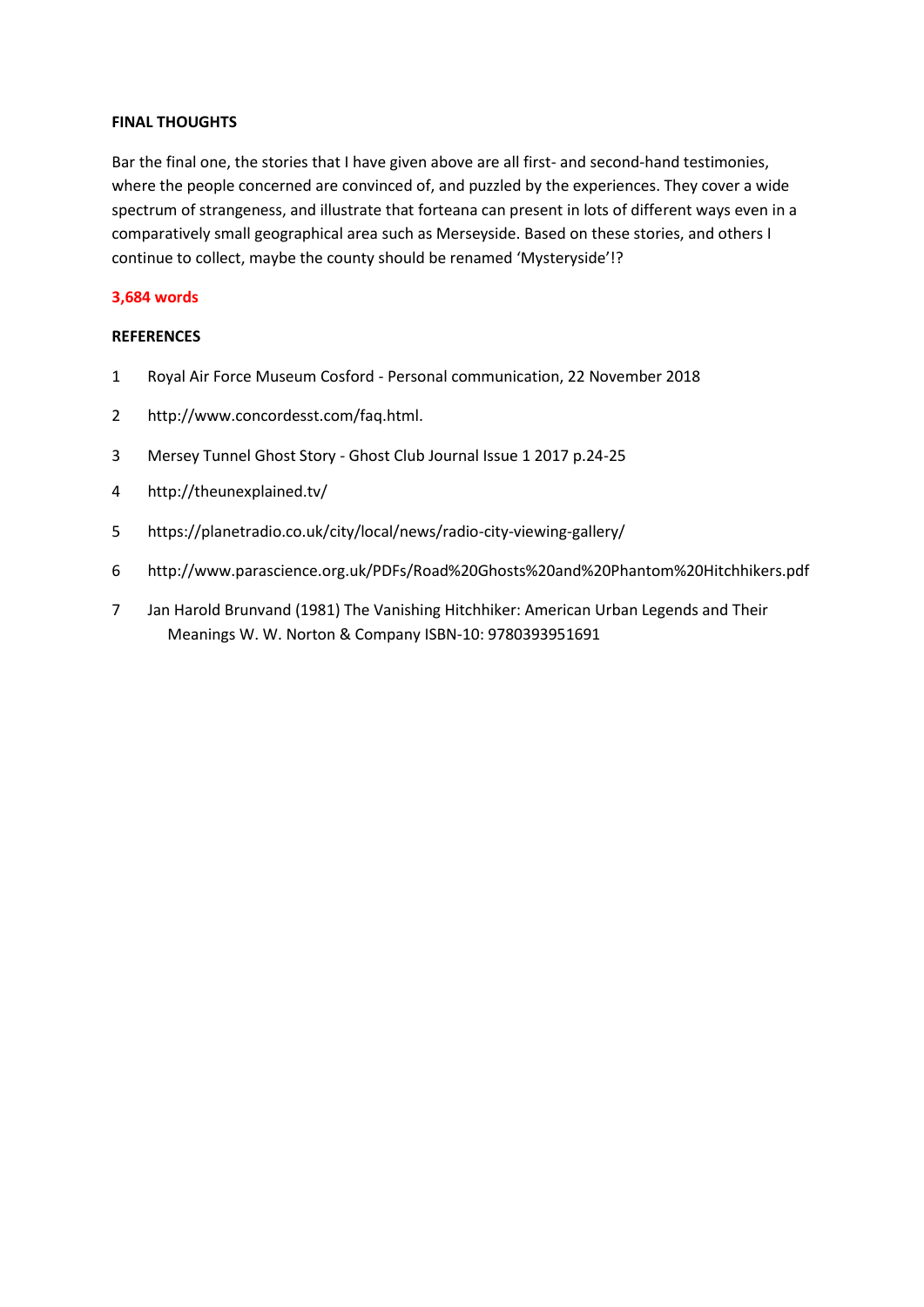**FINAL THOUGHTS**

Bar the final one, the stories that I have given above are all first- and second-hand testimonies, where the people concerned are convinced of, and puzzled by the experiences. They cover a wide spectrum of strangeness, and illustrate that forteana can present in lots of different ways even in a comparatively small geographical area such as Merseyside. Based on these stories, and others I continue to collect, maybe the county should be renamed 'Mysteryside'!?

**3,684 words**

**REFERENCES**

1. Royal Air Force Museum Cosford - Personal communication, 22 November 2018
2. http://www.concordesst.com/faq.html.
3. Mersey Tunnel Ghost Story - Ghost Club Journal Issue 1 2017 p.24-25
4. http://theunexplained.tv/
5. https://planetradio.co.uk/city/local/news/radio-city-viewing-gallery/
6. http://www.parascience.org.uk/PDFs/Road%20Ghosts%20and%20Phantom%20Hitchhikers.pdf
7. Jan Harold Brunvand (1981) The Vanishing Hitchhiker: American Urban Legends and Their Meanings W. W. Norton & Company ISBN-10: 9780393951691